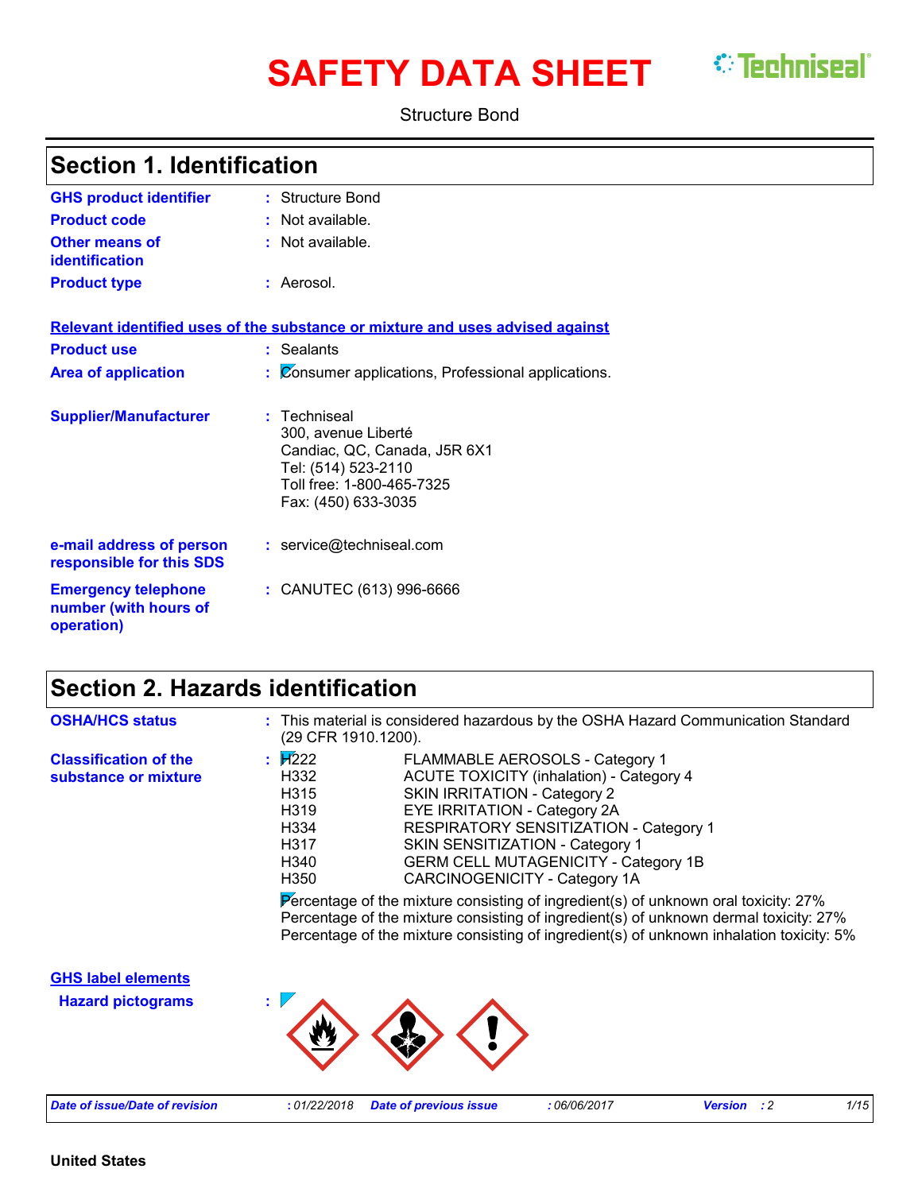# SAFETY DATA SHEET

Structure Bond

## Section 1. Identification

| | | |
|---|---|---|
| **GHS product identifier** | : | Structure Bond |
| **Product code** | : | Not available. |
| **Other means of identification** | : | Not available. |
| **Product type** | : | Aerosol. |

**Relevant identified uses of the substance or mixture and uses advised against**

| | | |
|---|---|---|
| **Product use** | : | Sealants |
| **Area of application** | : | Consumer applications, Professional applications. |
| **Supplier/Manufacturer** | : | Techniseal<br>300, avenue Liberté<br>Candiac, QC, Canada, J5R 6X1<br>Tel: (514) 523-2110<br>Toll free: 1-800-465-7325<br>Fax: (450) 633-3035 |
| **e-mail address of person responsible for this SDS** | : | service@techniseal.com |
| **Emergency telephone number (with hours of operation)** | : | CANUTEC (613) 996-6666 |

## Section 2. Hazards identification

**OSHA/HCS status** : This material is considered hazardous by the OSHA Hazard Communication Standard (29 CFR 1910.1200).

**Classification of the substance or mixture** :

| | |
|---|---|
| H222 | FLAMMABLE AEROSOLS - Category 1 |
| H332 | ACUTE TOXICITY (inhalation) - Category 4 |
| H315 | SKIN IRRITATION - Category 2 |
| H319 | EYE IRRITATION - Category 2A |
| H334 | RESPIRATORY SENSITIZATION - Category 1 |
| H317 | SKIN SENSITIZATION - Category 1 |
| H340 | GERM CELL MUTAGENICITY - Category 1B |
| H350 | CARCINOGENICITY - Category 1A |

Percentage of the mixture consisting of ingredient(s) of unknown oral toxicity: 27%
Percentage of the mixture consisting of ingredient(s) of unknown dermal toxicity: 27%
Percentage of the mixture consisting of ingredient(s) of unknown inhalation toxicity: 5%

**GHS label elements**

**Hazard pictograms** :

**United States**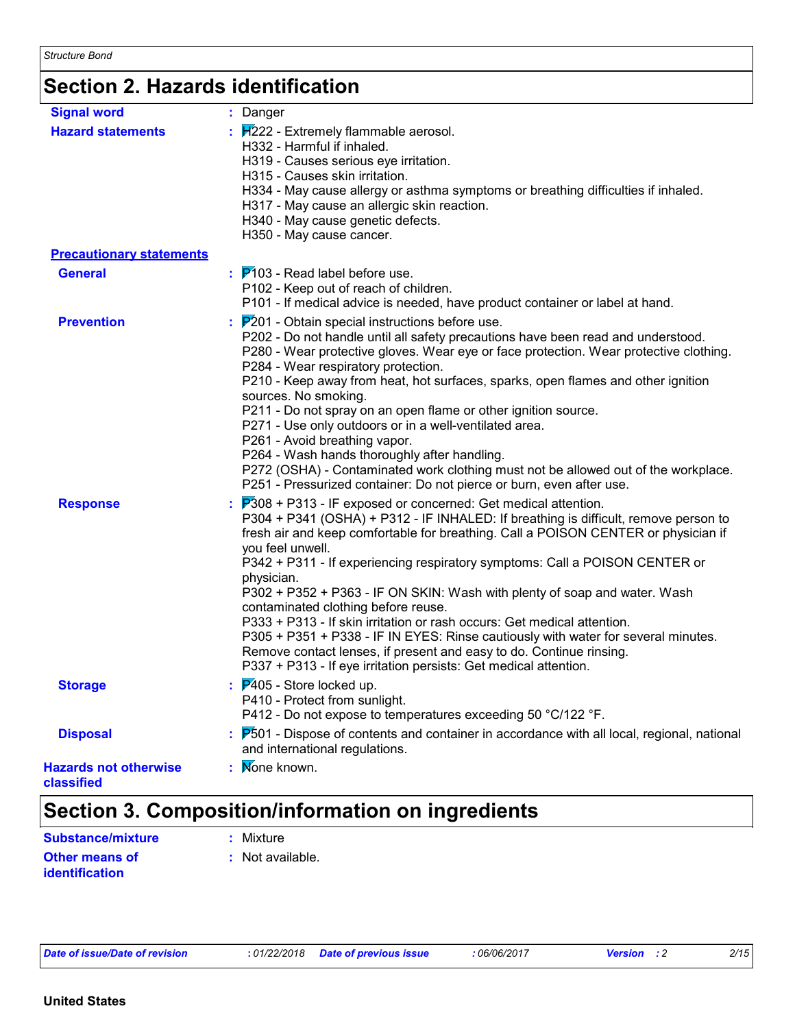## Section 2. Hazards identification

**Signal word** : Danger

**Hazard statements** : H222 - Extremely flammable aerosol.
H332 - Harmful if inhaled.
H319 - Causes serious eye irritation.
H315 - Causes skin irritation.
H334 - May cause allergy or asthma symptoms or breathing difficulties if inhaled.
H317 - May cause an allergic skin reaction.
H340 - May cause genetic defects.
H350 - May cause cancer.

**Precautionary statements**

**General** : P103 - Read label before use.
P102 - Keep out of reach of children.
P101 - If medical advice is needed, have product container or label at hand.

**Prevention** : P201 - Obtain special instructions before use.
P202 - Do not handle until all safety precautions have been read and understood.
P280 - Wear protective gloves. Wear eye or face protection. Wear protective clothing.
P284 - Wear respiratory protection.
P210 - Keep away from heat, hot surfaces, sparks, open flames and other ignition sources. No smoking.
P211 - Do not spray on an open flame or other ignition source.
P271 - Use only outdoors or in a well-ventilated area.
P261 - Avoid breathing vapor.
P264 - Wash hands thoroughly after handling.
P272 (OSHA) - Contaminated work clothing must not be allowed out of the workplace.
P251 - Pressurized container: Do not pierce or burn, even after use.

**Response** : P308 + P313 - IF exposed or concerned: Get medical attention.
P304 + P341 (OSHA) + P312 - IF INHALED: If breathing is difficult, remove person to fresh air and keep comfortable for breathing. Call a POISON CENTER or physician if you feel unwell.
P342 + P311 - If experiencing respiratory symptoms: Call a POISON CENTER or physician.
P302 + P352 + P363 - IF ON SKIN: Wash with plenty of soap and water. Wash contaminated clothing before reuse.
P333 + P313 - If skin irritation or rash occurs: Get medical attention.
P305 + P351 + P338 - IF IN EYES: Rinse cautiously with water for several minutes. Remove contact lenses, if present and easy to do. Continue rinsing.
P337 + P313 - If eye irritation persists: Get medical attention.

**Storage** : P405 - Store locked up.
P410 - Protect from sunlight.
P412 - Do not expose to temperatures exceeding 50 °C/122 °F.

**Disposal** : P501 - Dispose of contents and container in accordance with all local, regional, national and international regulations.

**Hazards not otherwise classified** : None known.

## Section 3. Composition/information on ingredients

**Substance/mixture** : Mixture

**Other means of identification** : Not available.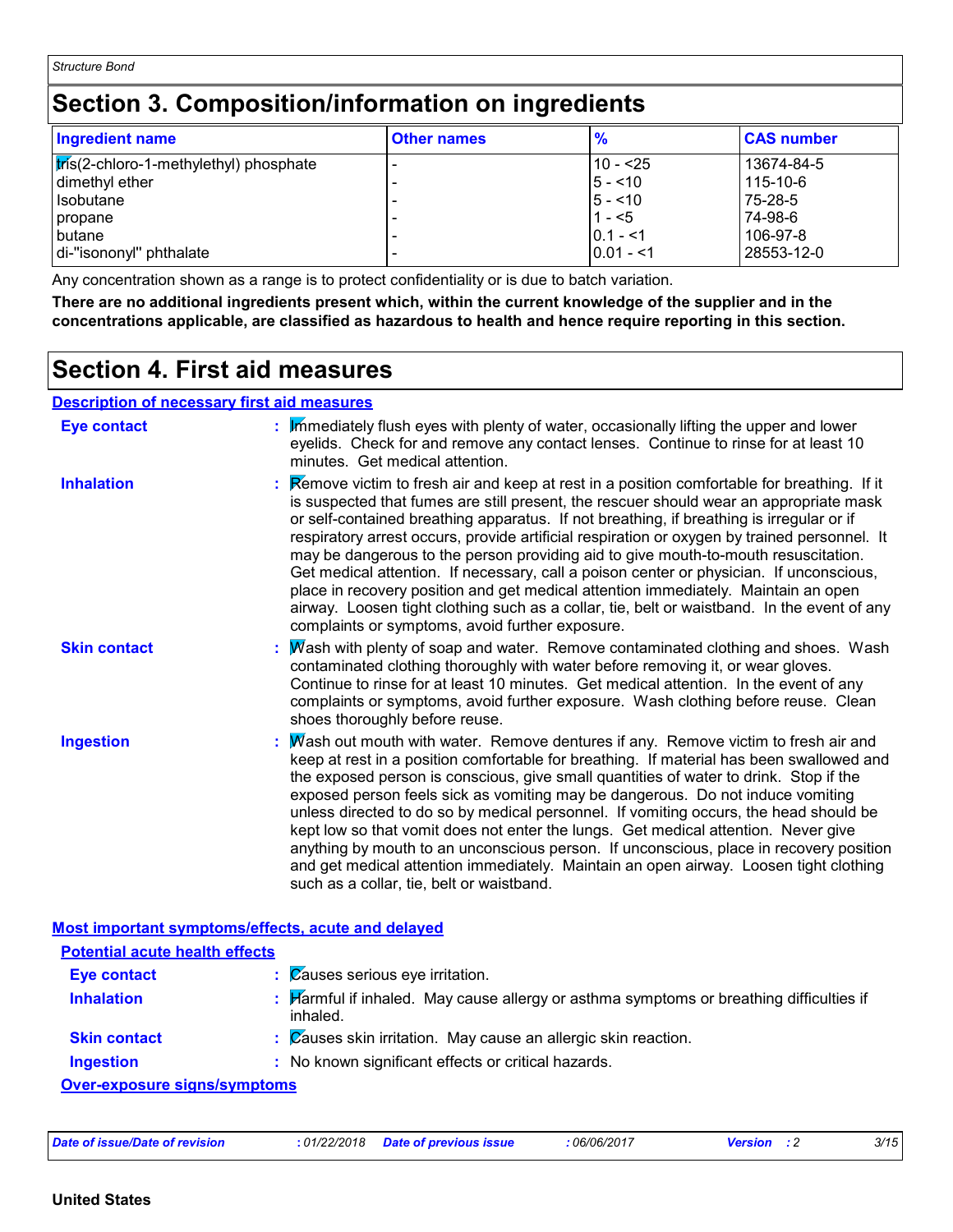## Section 3. Composition/information on ingredients

| Ingredient name | Other names | % | CAS number |
|---|---|---|---|
| tris(2-chloro-1-methylethyl) phosphate | - | 10 - <25 | 13674-84-5 |
| dimethyl ether | - | 5 - <10 | 115-10-6 |
| Isobutane | - | 5 - <10 | 75-28-5 |
| propane | - | 1 - <5 | 74-98-6 |
| butane | - | 0.1 - <1 | 106-97-8 |
| di-"isononyl" phthalate | - | 0.01 - <1 | 28553-12-0 |

Any concentration shown as a range is to protect confidentiality or is due to batch variation.

**There are no additional ingredients present which, within the current knowledge of the supplier and in the concentrations applicable, are classified as hazardous to health and hence require reporting in this section.**

## Section 4. First aid measures

### Description of necessary first aid measures

**Eye contact** : Immediately flush eyes with plenty of water, occasionally lifting the upper and lower eyelids. Check for and remove any contact lenses. Continue to rinse for at least 10 minutes. Get medical attention.

**Inhalation** : Remove victim to fresh air and keep at rest in a position comfortable for breathing. If it is suspected that fumes are still present, the rescuer should wear an appropriate mask or self-contained breathing apparatus. If not breathing, if breathing is irregular or if respiratory arrest occurs, provide artificial respiration or oxygen by trained personnel. It may be dangerous to the person providing aid to give mouth-to-mouth resuscitation. Get medical attention. If necessary, call a poison center or physician. If unconscious, place in recovery position and get medical attention immediately. Maintain an open airway. Loosen tight clothing such as a collar, tie, belt or waistband. In the event of any complaints or symptoms, avoid further exposure.

**Skin contact** : Wash with plenty of soap and water. Remove contaminated clothing and shoes. Wash contaminated clothing thoroughly with water before removing it, or wear gloves. Continue to rinse for at least 10 minutes. Get medical attention. In the event of any complaints or symptoms, avoid further exposure. Wash clothing before reuse. Clean shoes thoroughly before reuse.

**Ingestion** : Wash out mouth with water. Remove dentures if any. Remove victim to fresh air and keep at rest in a position comfortable for breathing. If material has been swallowed and the exposed person is conscious, give small quantities of water to drink. Stop if the exposed person feels sick as vomiting may be dangerous. Do not induce vomiting unless directed to do so by medical personnel. If vomiting occurs, the head should be kept low so that vomit does not enter the lungs. Get medical attention. Never give anything by mouth to an unconscious person. If unconscious, place in recovery position and get medical attention immediately. Maintain an open airway. Loosen tight clothing such as a collar, tie, belt or waistband.

### Most important symptoms/effects, acute and delayed

#### Potential acute health effects

**Eye contact** : Causes serious eye irritation.

**Inhalation** : Harmful if inhaled. May cause allergy or asthma symptoms or breathing difficulties if inhaled.

**Skin contact** : Causes skin irritation. May cause an allergic skin reaction.

**Ingestion** : No known significant effects or critical hazards.

#### Over-exposure signs/symptoms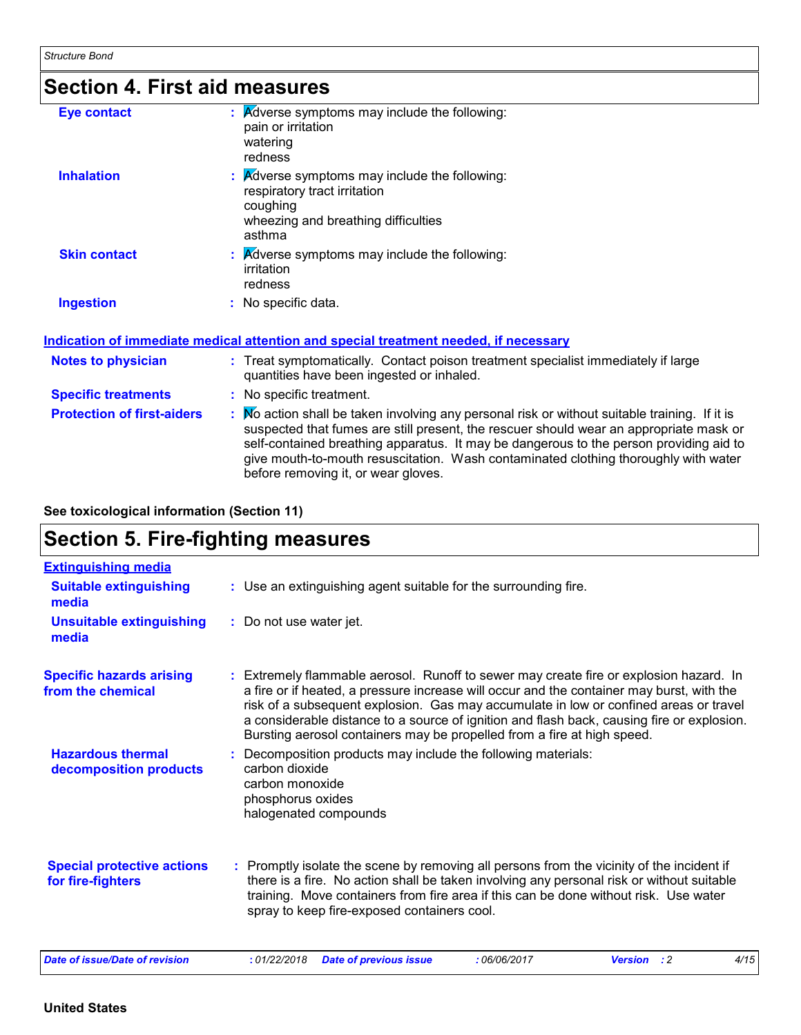## Section 4. First aid measures

**Eye contact** : Adverse symptoms may include the following:
pain or irritation
watering
redness

**Inhalation** : Adverse symptoms may include the following:
respiratory tract irritation
coughing
wheezing and breathing difficulties
asthma

**Skin contact** : Adverse symptoms may include the following:
irritation
redness

**Ingestion** : No specific data.

### Indication of immediate medical attention and special treatment needed, if necessary

**Notes to physician** : Treat symptomatically. Contact poison treatment specialist immediately if large quantities have been ingested or inhaled.

**Specific treatments** : No specific treatment.

**Protection of first-aiders** : No action shall be taken involving any personal risk or without suitable training. If it is suspected that fumes are still present, the rescuer should wear an appropriate mask or self-contained breathing apparatus. It may be dangerous to the person providing aid to give mouth-to-mouth resuscitation. Wash contaminated clothing thoroughly with water before removing it, or wear gloves.

**See toxicological information (Section 11)**

## Section 5. Fire-fighting measures

### Extinguishing media

**Suitable extinguishing media** : Use an extinguishing agent suitable for the surrounding fire.

**Unsuitable extinguishing media** : Do not use water jet.

**Specific hazards arising from the chemical** : Extremely flammable aerosol. Runoff to sewer may create fire or explosion hazard. In a fire or if heated, a pressure increase will occur and the container may burst, with the risk of a subsequent explosion. Gas may accumulate in low or confined areas or travel a considerable distance to a source of ignition and flash back, causing fire or explosion. Bursting aerosol containers may be propelled from a fire at high speed.

**Hazardous thermal decomposition products** : Decomposition products may include the following materials:
carbon dioxide
carbon monoxide
phosphorus oxides
halogenated compounds

**Special protective actions for fire-fighters** : Promptly isolate the scene by removing all persons from the vicinity of the incident if there is a fire. No action shall be taken involving any personal risk or without suitable training. Move containers from fire area if this can be done without risk. Use water spray to keep fire-exposed containers cool.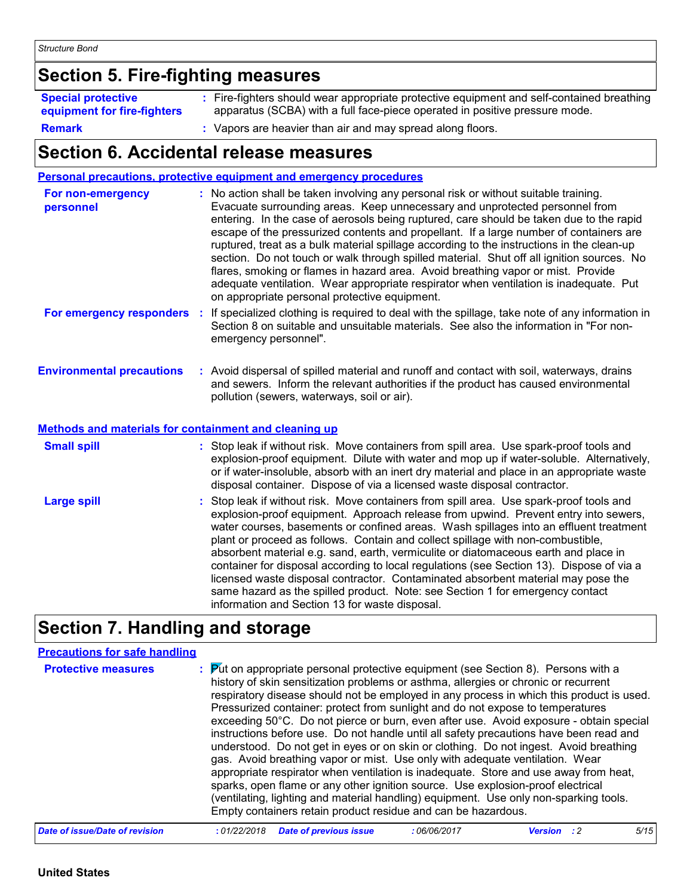## Section 5. Fire-fighting measures

**Special protective equipment for fire-fighters** : Fire-fighters should wear appropriate protective equipment and self-contained breathing apparatus (SCBA) with a full face-piece operated in positive pressure mode.

**Remark** : Vapors are heavier than air and may spread along floors.

## Section 6. Accidental release measures

### Personal precautions, protective equipment and emergency procedures

**For non-emergency personnel** : No action shall be taken involving any personal risk or without suitable training. Evacuate surrounding areas. Keep unnecessary and unprotected personnel from entering. In the case of aerosols being ruptured, care should be taken due to the rapid escape of the pressurized contents and propellant. If a large number of containers are ruptured, treat as a bulk material spillage according to the instructions in the clean-up section. Do not touch or walk through spilled material. Shut off all ignition sources. No flares, smoking or flames in hazard area. Avoid breathing vapor or mist. Provide adequate ventilation. Wear appropriate respirator when ventilation is inadequate. Put on appropriate personal protective equipment.

**For emergency responders** : If specialized clothing is required to deal with the spillage, take note of any information in Section 8 on suitable and unsuitable materials. See also the information in "For non-emergency personnel".

**Environmental precautions** : Avoid dispersal of spilled material and runoff and contact with soil, waterways, drains and sewers. Inform the relevant authorities if the product has caused environmental pollution (sewers, waterways, soil or air).

### Methods and materials for containment and cleaning up

**Small spill** : Stop leak if without risk. Move containers from spill area. Use spark-proof tools and explosion-proof equipment. Dilute with water and mop up if water-soluble. Alternatively, or if water-insoluble, absorb with an inert dry material and place in an appropriate waste disposal container. Dispose of via a licensed waste disposal contractor.

**Large spill** : Stop leak if without risk. Move containers from spill area. Use spark-proof tools and explosion-proof equipment. Approach release from upwind. Prevent entry into sewers, water courses, basements or confined areas. Wash spillages into an effluent treatment plant or proceed as follows. Contain and collect spillage with non-combustible, absorbent material e.g. sand, earth, vermiculite or diatomaceous earth and place in container for disposal according to local regulations (see Section 13). Dispose of via a licensed waste disposal contractor. Contaminated absorbent material may pose the same hazard as the spilled product. Note: see Section 1 for emergency contact information and Section 13 for waste disposal.

## Section 7. Handling and storage

### Precautions for safe handling

**Protective measures** : Put on appropriate personal protective equipment (see Section 8). Persons with a history of skin sensitization problems or asthma, allergies or chronic or recurrent respiratory disease should not be employed in any process in which this product is used. Pressurized container: protect from sunlight and do not expose to temperatures exceeding 50°C. Do not pierce or burn, even after use. Avoid exposure - obtain special instructions before use. Do not handle until all safety precautions have been read and understood. Do not get in eyes or on skin or clothing. Do not ingest. Avoid breathing gas. Avoid breathing vapor or mist. Use only with adequate ventilation. Wear appropriate respirator when ventilation is inadequate. Store and use away from heat, sparks, open flame or any other ignition source. Use explosion-proof electrical (ventilating, lighting and material handling) equipment. Use only non-sparking tools. Empty containers retain product residue and can be hazardous.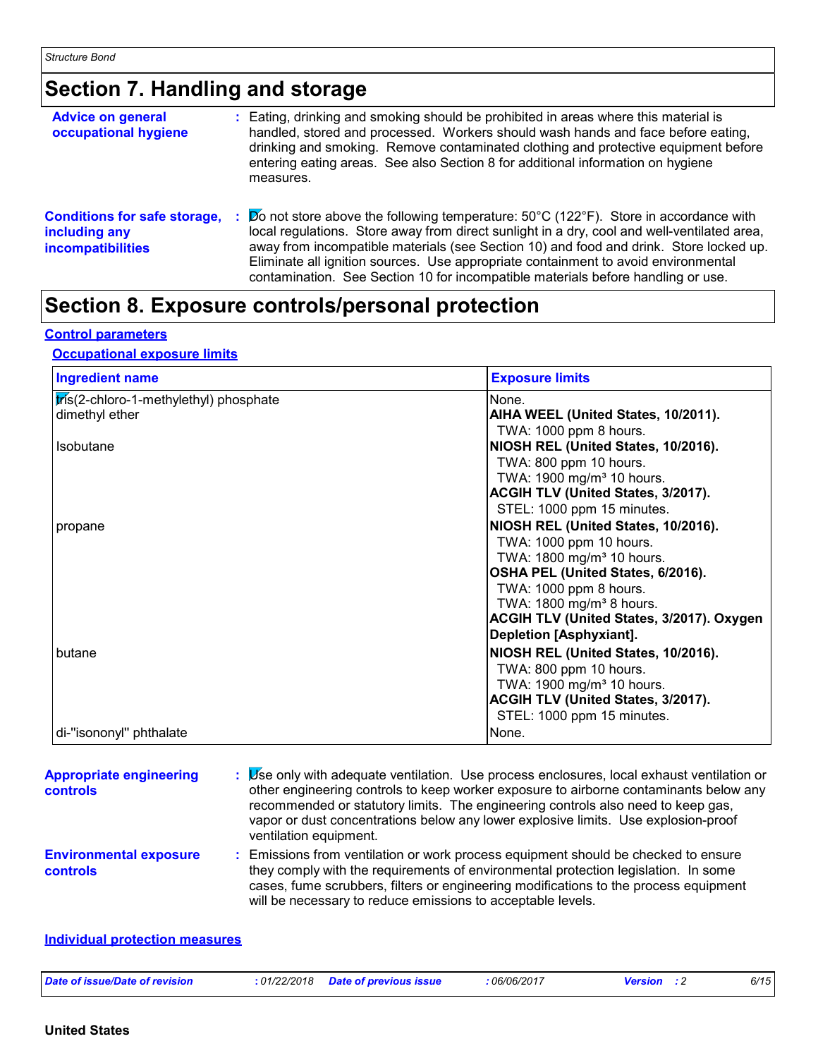## Section 7. Handling and storage

**Advice on general occupational hygiene** : Eating, drinking and smoking should be prohibited in areas where this material is handled, stored and processed. Workers should wash hands and face before eating, drinking and smoking. Remove contaminated clothing and protective equipment before entering eating areas. See also Section 8 for additional information on hygiene measures.

**Conditions for safe storage, including any incompatibilities** : Do not store above the following temperature: 50°C (122°F). Store in accordance with local regulations. Store away from direct sunlight in a dry, cool and well-ventilated area, away from incompatible materials (see Section 10) and food and drink. Store locked up. Eliminate all ignition sources. Use appropriate containment to avoid environmental contamination. See Section 10 for incompatible materials before handling or use.

## Section 8. Exposure controls/personal protection

### Control parameters

#### Occupational exposure limits

| Ingredient name | Exposure limits |
|---|---|
| tris(2-chloro-1-methylethyl) phosphate | None. |
| dimethyl ether | **AIHA WEEL (United States, 10/2011).**<br>TWA: 1000 ppm 8 hours. |
| Isobutane | **NIOSH REL (United States, 10/2016).**<br>TWA: 800 ppm 10 hours.<br>TWA: 1900 mg/m³ 10 hours.<br>**ACGIH TLV (United States, 3/2017).**<br>STEL: 1000 ppm 15 minutes. |
| propane | **NIOSH REL (United States, 10/2016).**<br>TWA: 1000 ppm 10 hours.<br>TWA: 1800 mg/m³ 10 hours.<br>**OSHA PEL (United States, 6/2016).**<br>TWA: 1000 ppm 8 hours.<br>TWA: 1800 mg/m³ 8 hours.<br>**ACGIH TLV (United States, 3/2017). Oxygen Depletion [Asphyxiant].** |
| butane | **NIOSH REL (United States, 10/2016).**<br>TWA: 800 ppm 10 hours.<br>TWA: 1900 mg/m³ 10 hours.<br>**ACGIH TLV (United States, 3/2017).**<br>STEL: 1000 ppm 15 minutes. |
| di-"isononyl" phthalate | None. |

**Appropriate engineering controls** : Use only with adequate ventilation. Use process enclosures, local exhaust ventilation or other engineering controls to keep worker exposure to airborne contaminants below any recommended or statutory limits. The engineering controls also need to keep gas, vapor or dust concentrations below any lower explosive limits. Use explosion-proof ventilation equipment.

**Environmental exposure controls** : Emissions from ventilation or work process equipment should be checked to ensure they comply with the requirements of environmental protection legislation. In some cases, fume scrubbers, filters or engineering modifications to the process equipment will be necessary to reduce emissions to acceptable levels.

### Individual protection measures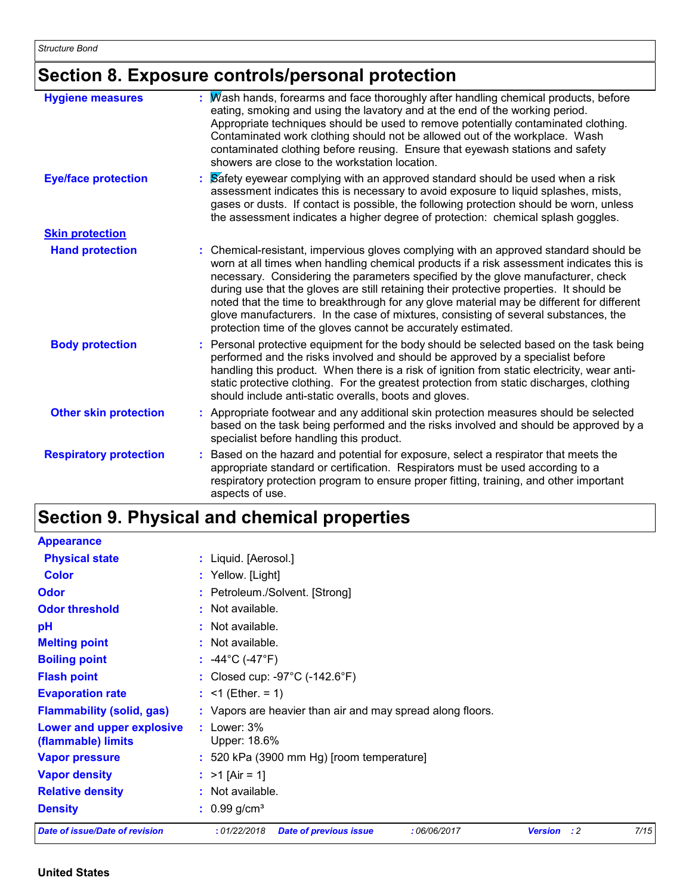## Section 8. Exposure controls/personal protection

**Hygiene measures** : Wash hands, forearms and face thoroughly after handling chemical products, before eating, smoking and using the lavatory and at the end of the working period. Appropriate techniques should be used to remove potentially contaminated clothing. Contaminated work clothing should not be allowed out of the workplace. Wash contaminated clothing before reusing. Ensure that eyewash stations and safety showers are close to the workstation location.

**Eye/face protection** : Safety eyewear complying with an approved standard should be used when a risk assessment indicates this is necessary to avoid exposure to liquid splashes, mists, gases or dusts. If contact is possible, the following protection should be worn, unless the assessment indicates a higher degree of protection: chemical splash goggles.

**Skin protection**

**Hand protection** : Chemical-resistant, impervious gloves complying with an approved standard should be worn at all times when handling chemical products if a risk assessment indicates this is necessary. Considering the parameters specified by the glove manufacturer, check during use that the gloves are still retaining their protective properties. It should be noted that the time to breakthrough for any glove material may be different for different glove manufacturers. In the case of mixtures, consisting of several substances, the protection time of the gloves cannot be accurately estimated.

**Body protection** : Personal protective equipment for the body should be selected based on the task being performed and the risks involved and should be approved by a specialist before handling this product. When there is a risk of ignition from static electricity, wear anti-static protective clothing. For the greatest protection from static discharges, clothing should include anti-static overalls, boots and gloves.

**Other skin protection** : Appropriate footwear and any additional skin protection measures should be selected based on the task being performed and the risks involved and should be approved by a specialist before handling this product.

**Respiratory protection** : Based on the hazard and potential for exposure, select a respirator that meets the appropriate standard or certification. Respirators must be used according to a respiratory protection program to ensure proper fitting, training, and other important aspects of use.

## Section 9. Physical and chemical properties

**Appearance**

**Physical state** : Liquid. [Aerosol.]

**Color** : Yellow. [Light]

**Odor** : Petroleum./Solvent. [Strong]

**Odor threshold** : Not available.

**pH** : Not available.

**Melting point** : Not available.

**Boiling point** : -44°C (-47°F)

**Flash point** : Closed cup: -97°C (-142.6°F)

**Evaporation rate** : <1 (Ether. = 1)

**Flammability (solid, gas)** : Vapors are heavier than air and may spread along floors.

**Lower and upper explosive (flammable) limits** : Lower: 3%
Upper: 18.6%

**Vapor pressure** : 520 kPa (3900 mm Hg) [room temperature]

**Vapor density** : >1 [Air = 1]

**Relative density** : Not available.

**Density** : 0.99 g/cm³

*Date of issue/Date of revision* : 01/22/2018 *Date of previous issue* : 06/06/2017 *Version* : 2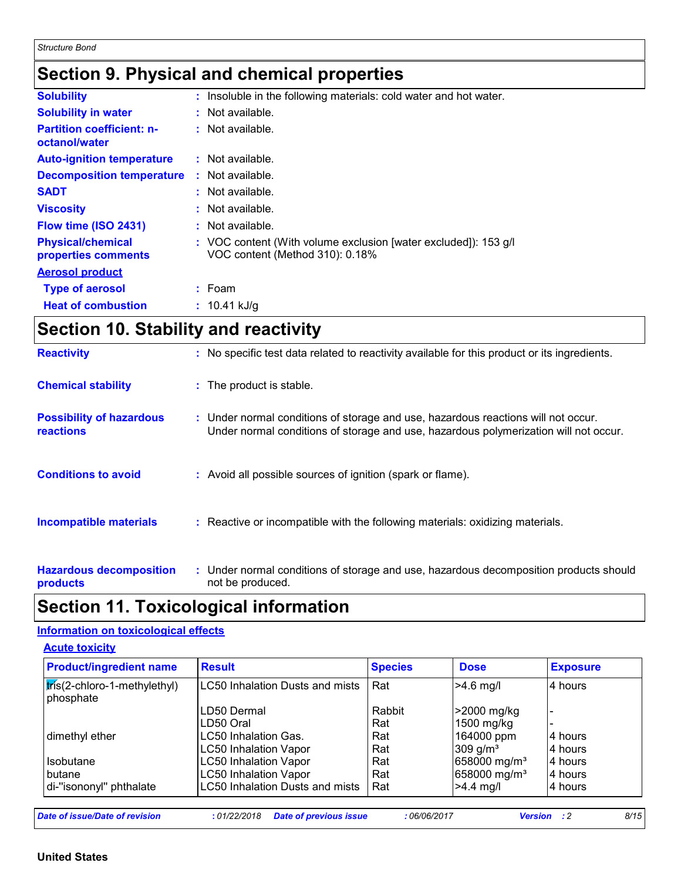## Section 9. Physical and chemical properties

**Solubility** : Insoluble in the following materials: cold water and hot water.

**Solubility in water** : Not available.

**Partition coefficient: n-octanol/water** : Not available.

**Auto-ignition temperature** : Not available.

**Decomposition temperature** : Not available.

**SADT** : Not available.

**Viscosity** : Not available.

**Flow time (ISO 2431)** : Not available.

**Physical/chemical properties comments** : VOC content (With volume exclusion [water excluded]): 153 g/l
VOC content (Method 310): 0.18%

**Aerosol product**

**Type of aerosol** : Foam

**Heat of combustion** : 10.41 kJ/g

## Section 10. Stability and reactivity

**Reactivity** : No specific test data related to reactivity available for this product or its ingredients.

**Chemical stability** : The product is stable.

**Possibility of hazardous reactions** : Under normal conditions of storage and use, hazardous reactions will not occur.
Under normal conditions of storage and use, hazardous polymerization will not occur.

**Conditions to avoid** : Avoid all possible sources of ignition (spark or flame).

**Incompatible materials** : Reactive or incompatible with the following materials: oxidizing materials.

**Hazardous decomposition products** : Under normal conditions of storage and use, hazardous decomposition products should not be produced.

## Section 11. Toxicological information

**Information on toxicological effects**

**Acute toxicity**

| Product/ingredient name | Result | Species | Dose | Exposure |
|---|---|---|---|---|
| tris(2-chloro-1-methylethyl) phosphate | LC50 Inhalation Dusts and mists | Rat | >4.6 mg/l | 4 hours |
| | LD50 Dermal | Rabbit | >2000 mg/kg | - |
| | LD50 Oral | Rat | 1500 mg/kg | - |
| dimethyl ether | LC50 Inhalation Gas. | Rat | 164000 ppm | 4 hours |
| | LC50 Inhalation Vapor | Rat | 309 g/m³ | 4 hours |
| Isobutane | LC50 Inhalation Vapor | Rat | 658000 mg/m³ | 4 hours |
| butane | LC50 Inhalation Vapor | Rat | 658000 mg/m³ | 4 hours |
| di-"isononyl" phthalate | LC50 Inhalation Dusts and mists | Rat | >4.4 mg/l | 4 hours |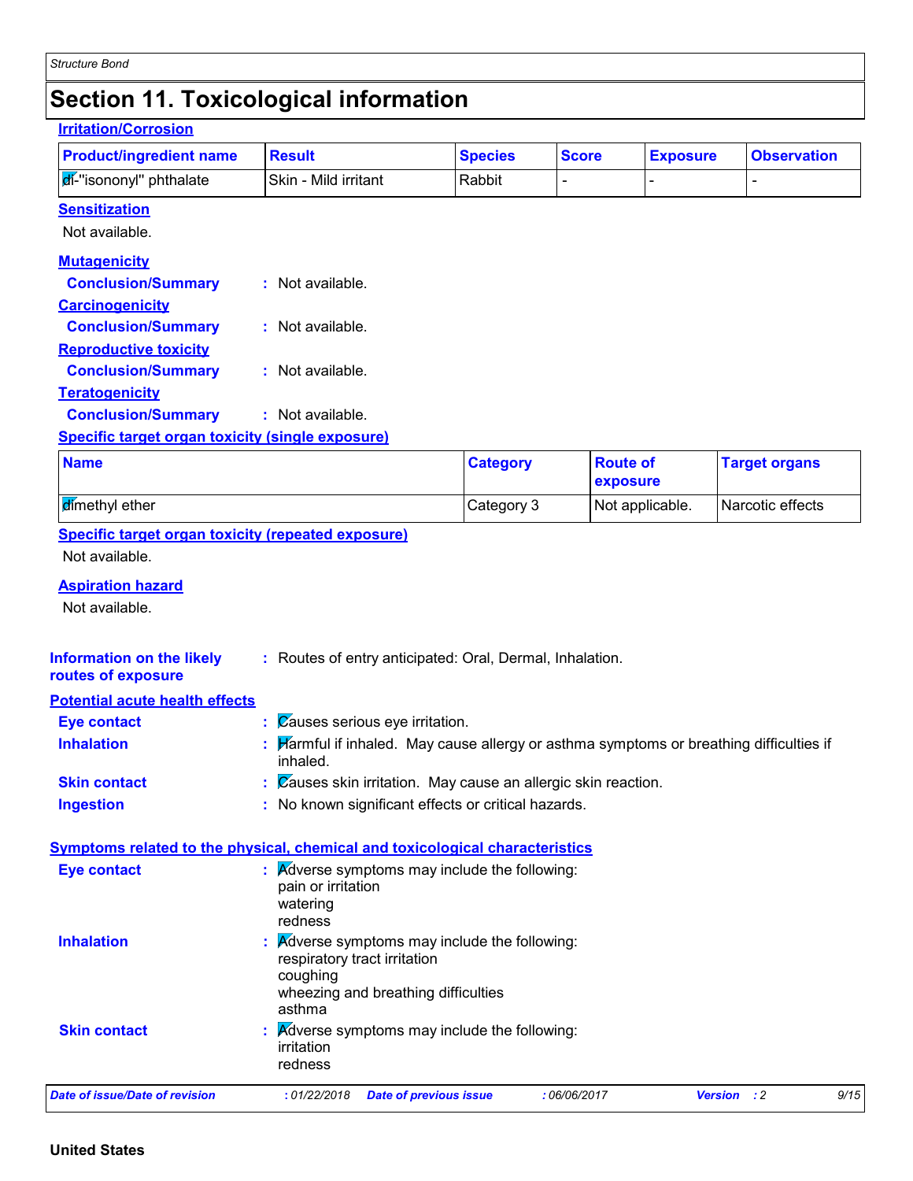# Section 11. Toxicological information

**Irritation/Corrosion**

| Product/ingredient name | Result | Species | Score | Exposure | Observation |
|---|---|---|---|---|---|
| di-"isononyl" phthalate | Skin - Mild irritant | Rabbit | - | - | - |

**Sensitization**

Not available.

**Mutagenicity**

**Conclusion/Summary** : Not available.

**Carcinogenicity**

**Conclusion/Summary** : Not available.

**Reproductive toxicity**

**Conclusion/Summary** : Not available.

**Teratogenicity**

**Conclusion/Summary** : Not available.

**Specific target organ toxicity (single exposure)**

| Name | Category | Route of exposure | Target organs |
|---|---|---|---|
| dimethyl ether | Category 3 | Not applicable. | Narcotic effects |

**Specific target organ toxicity (repeated exposure)**

Not available.

**Aspiration hazard**

Not available.

**Information on the likely routes of exposure** : Routes of entry anticipated: Oral, Dermal, Inhalation.

**Potential acute health effects**

**Eye contact** : Causes serious eye irritation.

**Inhalation** : Harmful if inhaled. May cause allergy or asthma symptoms or breathing difficulties if inhaled.

**Skin contact** : Causes skin irritation. May cause an allergic skin reaction.

**Ingestion** : No known significant effects or critical hazards.

**Symptoms related to the physical, chemical and toxicological characteristics**

**Eye contact** : Adverse symptoms may include the following:
pain or irritation
watering
redness

**Inhalation** : Adverse symptoms may include the following:
respiratory tract irritation
coughing
wheezing and breathing difficulties
asthma

**Skin contact** : Adverse symptoms may include the following:
irritation
redness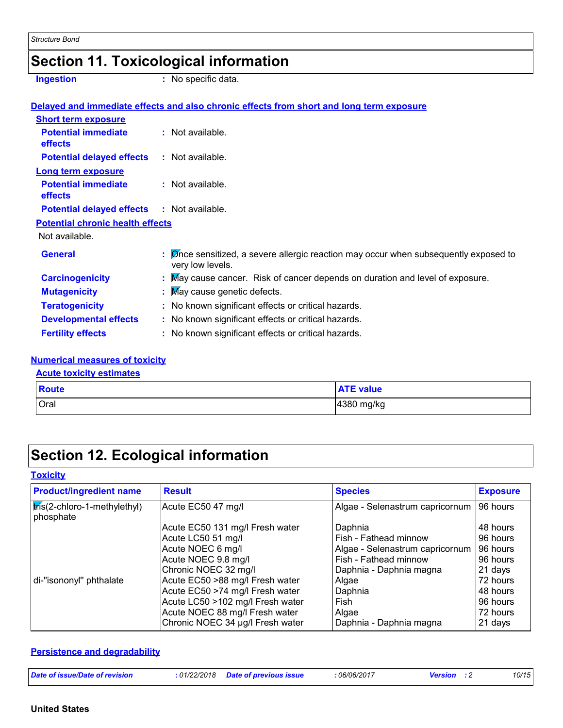## Section 11. Toxicological information

**Ingestion** : No specific data.

**Delayed and immediate effects and also chronic effects from short and long term exposure**

**Short term exposure**

**Potential immediate effects** : Not available.

**Potential delayed effects** : Not available.

**Long term exposure**

**Potential immediate effects** : Not available.

**Potential delayed effects** : Not available.

**Potential chronic health effects**

Not available.

**General** : Once sensitized, a severe allergic reaction may occur when subsequently exposed to very low levels.

**Carcinogenicity** : May cause cancer. Risk of cancer depends on duration and level of exposure.

**Mutagenicity** : May cause genetic defects.

**Teratogenicity** : No known significant effects or critical hazards.

**Developmental effects** : No known significant effects or critical hazards.

**Fertility effects** : No known significant effects or critical hazards.

**Numerical measures of toxicity**

**Acute toxicity estimates**

| Route | ATE value |
|---|---|
| Oral | 4380 mg/kg |

## Section 12. Ecological information

**Toxicity**

| Product/ingredient name | Result | Species | Exposure |
|---|---|---|---|
| tris(2-chloro-1-methylethyl) phosphate | Acute EC50 47 mg/l | Algae - Selenastrum capricornum | 96 hours |
| | Acute EC50 131 mg/l Fresh water | Daphnia | 48 hours |
| | Acute LC50 51 mg/l | Fish - Fathead minnow | 96 hours |
| | Acute NOEC 6 mg/l | Algae - Selenastrum capricornum | 96 hours |
| | Acute NOEC 9.8 mg/l | Fish - Fathead minnow | 96 hours |
| | Chronic NOEC 32 mg/l | Daphnia - Daphnia magna | 21 days |
| di-"isononyl" phthalate | Acute EC50 >88 mg/l Fresh water | Algae | 72 hours |
| | Acute EC50 >74 mg/l Fresh water | Daphnia | 48 hours |
| | Acute LC50 >102 mg/l Fresh water | Fish | 96 hours |
| | Acute NOEC 88 mg/l Fresh water | Algae | 72 hours |
| | Chronic NOEC 34 µg/l Fresh water | Daphnia - Daphnia magna | 21 days |

**Persistence and degradability**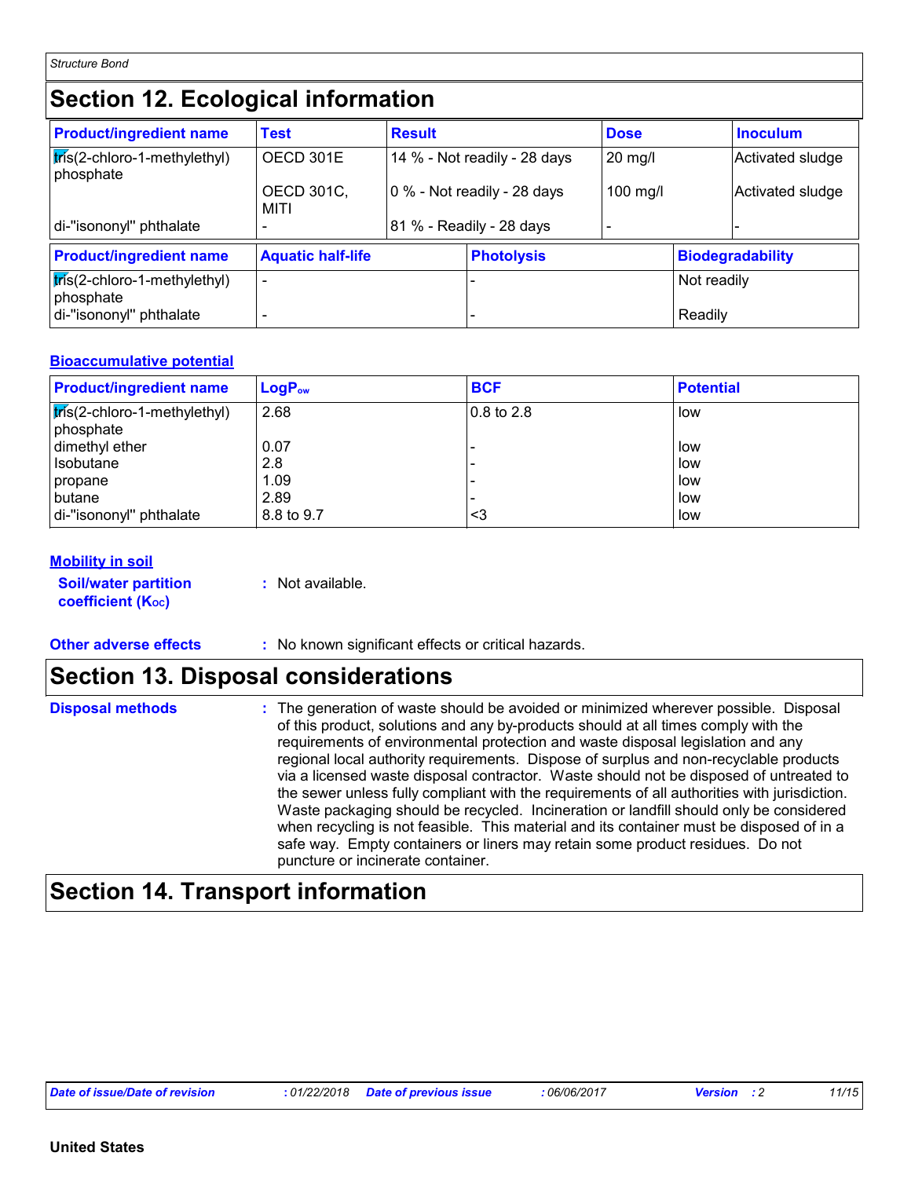## Section 12. Ecological information

| Product/ingredient name | Test | Result | Dose | Inoculum |
|---|---|---|---|---|
| tris(2-chloro-1-methylethyl) phosphate | OECD 301E | 14 % - Not readily - 28 days | 20 mg/l | Activated sludge |
| | OECD 301C, MITI | 0 % - Not readily - 28 days | 100 mg/l | Activated sludge |
| di-"isononyl" phthalate | - | 81 % - Readily - 28 days | - | - |

| Product/ingredient name | Aquatic half-life | Photolysis | Biodegradability |
|---|---|---|---|
| tris(2-chloro-1-methylethyl) phosphate | - | - | Not readily |
| di-"isononyl" phthalate | - | - | Readily |

**Bioaccumulative potential**

| Product/ingredient name | $LogP_{ow}$ | BCF | Potential |
|---|---|---|---|
| tris(2-chloro-1-methylethyl) phosphate | 2.68 | 0.8 to 2.8 | low |
| dimethyl ether | 0.07 | - | low |
| Isobutane | 2.8 | - | low |
| propane | 1.09 | - | low |
| butane | 2.89 | - | low |
| di-"isononyl" phthalate | 8.8 to 9.7 | <3 | low |

**Mobility in soil**

**Soil/water partition coefficient ($K_{OC}$)** : Not available.

**Other adverse effects** : No known significant effects or critical hazards.

## Section 13. Disposal considerations

**Disposal methods** : The generation of waste should be avoided or minimized wherever possible. Disposal of this product, solutions and any by-products should at all times comply with the requirements of environmental protection and waste disposal legislation and any regional local authority requirements. Dispose of surplus and non-recyclable products via a licensed waste disposal contractor. Waste should not be disposed of untreated to the sewer unless fully compliant with the requirements of all authorities with jurisdiction. Waste packaging should be recycled. Incineration or landfill should only be considered when recycling is not feasible. This material and its container must be disposed of in a safe way. Empty containers or liners may retain some product residues. Do not puncture or incinerate container.

## Section 14. Transport information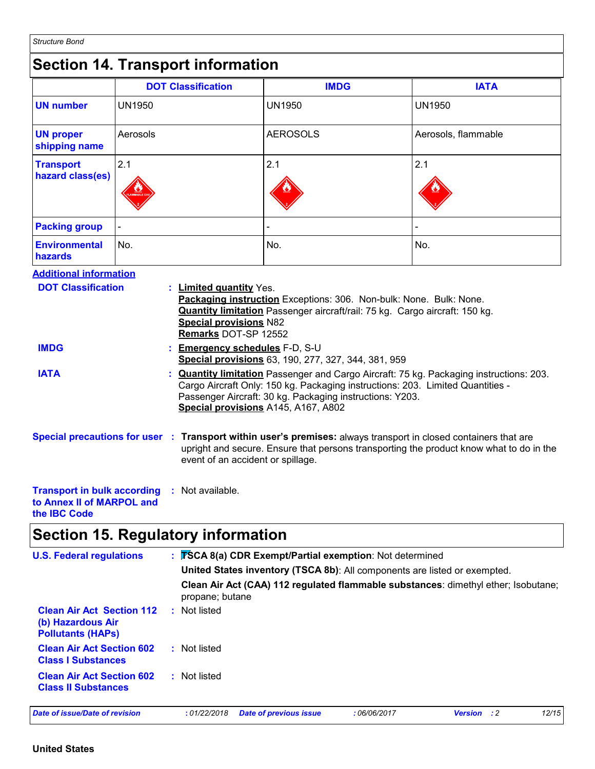## Section 14. Transport information

| | DOT Classification | IMDG | IATA |
|---|---|---|---|
| **UN number** | UN1950 | UN1950 | UN1950 |
| **UN proper shipping name** | Aerosols | AEROSOLS | Aerosols, flammable |
| **Transport hazard class(es)** | 2.1 | 2.1 | 2.1 |
| **Packing group** | - | - | - |
| **Environmental hazards** | No. | No. | No. |

**Additional information**

**DOT Classification** : **Limited quantity** Yes.
**Packaging instruction** Exceptions: 306. Non-bulk: None. Bulk: None.
**Quantity limitation** Passenger aircraft/rail: 75 kg. Cargo aircraft: 150 kg.
**Special provisions** N82
**Remarks** DOT-SP 12552

**IMDG** : **Emergency schedules** F-D, S-U
**Special provisions** 63, 190, 277, 327, 344, 381, 959

**IATA** : **Quantity limitation** Passenger and Cargo Aircraft: 75 kg. Packaging instructions: 203. Cargo Aircraft Only: 150 kg. Packaging instructions: 203. Limited Quantities - Passenger Aircraft: 30 kg. Packaging instructions: Y203.
**Special provisions** A145, A167, A802

**Special precautions for user** : **Transport within user's premises:** always transport in closed containers that are upright and secure. Ensure that persons transporting the product know what to do in the event of an accident or spillage.

**Transport in bulk according to Annex II of MARPOL and the IBC Code** : Not available.

## Section 15. Regulatory information

**U.S. Federal regulations** : **TSCA 8(a) CDR Exempt/Partial exemption**: Not determined

**United States inventory (TSCA 8b)**: All components are listed or exempted.

**Clean Air Act (CAA) 112 regulated flammable substances**: dimethyl ether; Isobutane; propane; butane

**Clean Air Act Section 112 (b) Hazardous Air Pollutants (HAPs)** : Not listed

**Clean Air Act Section 602 Class I Substances** : Not listed

**Clean Air Act Section 602 Class II Substances** : Not listed

*Date of issue/Date of revision* : 01/22/2018 *Date of previous issue* : 06/06/2017 *Version* : 2

**United States**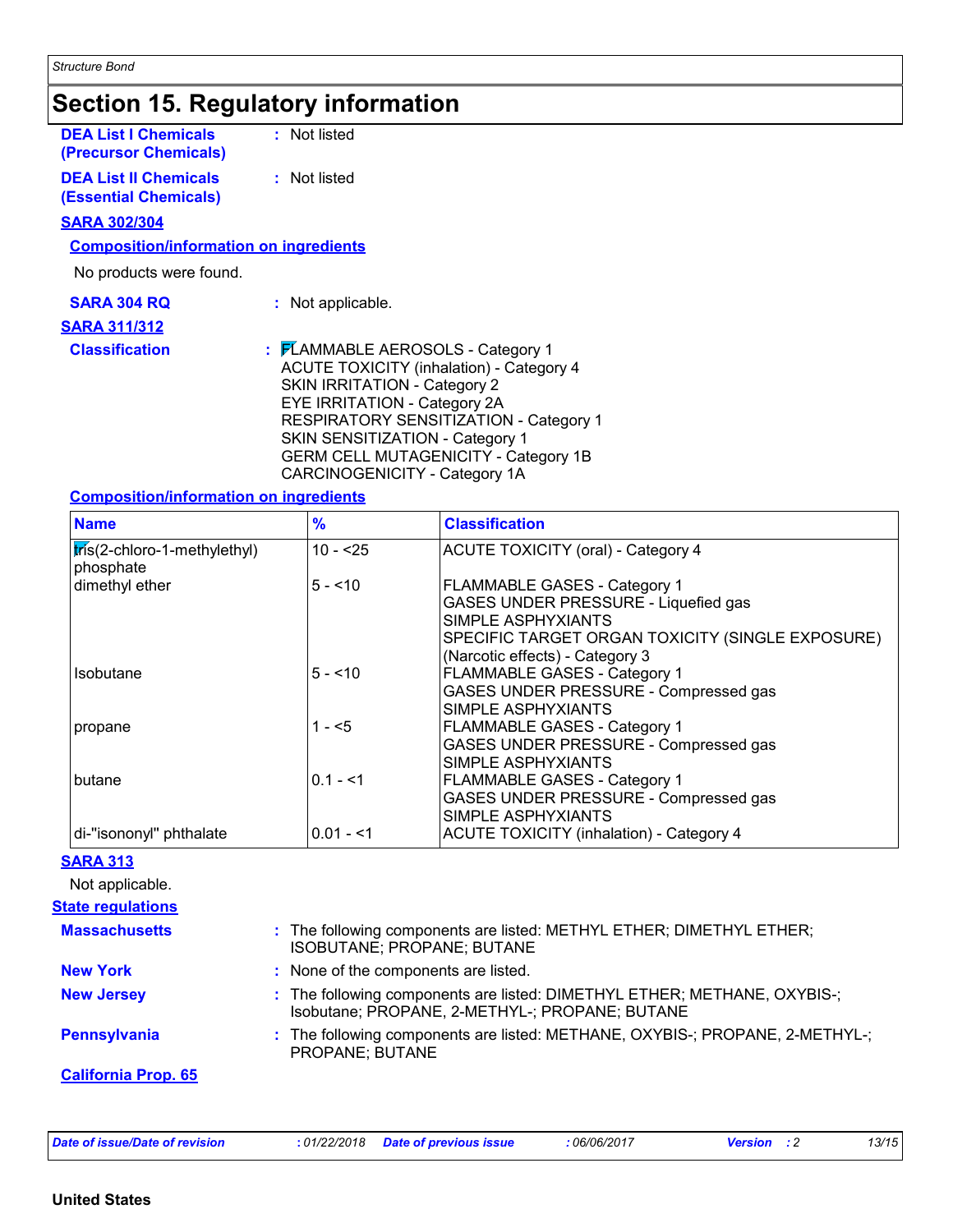## Section 15. Regulatory information

**DEA List I Chemicals (Precursor Chemicals)** : Not listed

**DEA List II Chemicals (Essential Chemicals)** : Not listed

### SARA 302/304

**Composition/information on ingredients**

No products were found.

**SARA 304 RQ** : Not applicable.

### SARA 311/312

**Classification** : FLAMMABLE AEROSOLS - Category 1
ACUTE TOXICITY (inhalation) - Category 4
SKIN IRRITATION - Category 2
EYE IRRITATION - Category 2A
RESPIRATORY SENSITIZATION - Category 1
SKIN SENSITIZATION - Category 1
GERM CELL MUTAGENICITY - Category 1B
CARCINOGENICITY - Category 1A

**Composition/information on ingredients**

| Name | % | Classification |
|---|---|---|
| tris(2-chloro-1-methylethyl) phosphate | 10 - <25 | ACUTE TOXICITY (oral) - Category 4 |
| dimethyl ether | 5 - <10 | FLAMMABLE GASES - Category 1<br>GASES UNDER PRESSURE - Liquefied gas<br>SIMPLE ASPHYXIANTS<br>SPECIFIC TARGET ORGAN TOXICITY (SINGLE EXPOSURE) (Narcotic effects) - Category 3 |
| Isobutane | 5 - <10 | FLAMMABLE GASES - Category 1<br>GASES UNDER PRESSURE - Compressed gas<br>SIMPLE ASPHYXIANTS |
| propane | 1 - <5 | FLAMMABLE GASES - Category 1<br>GASES UNDER PRESSURE - Compressed gas<br>SIMPLE ASPHYXIANTS |
| butane | 0.1 - <1 | FLAMMABLE GASES - Category 1<br>GASES UNDER PRESSURE - Compressed gas<br>SIMPLE ASPHYXIANTS |
| di-"isononyl" phthalate | 0.01 - <1 | ACUTE TOXICITY (inhalation) - Category 4 |

### SARA 313

Not applicable.

### State regulations

**Massachusetts** : The following components are listed: METHYL ETHER; DIMETHYL ETHER; ISOBUTANE; PROPANE; BUTANE

**New York** : None of the components are listed.

**New Jersey** : The following components are listed: DIMETHYL ETHER; METHANE, OXYBIS-; Isobutane; PROPANE, 2-METHYL-; PROPANE; BUTANE

**Pennsylvania** : The following components are listed: METHANE, OXYBIS-; PROPANE, 2-METHYL-; PROPANE; BUTANE

### California Prop. 65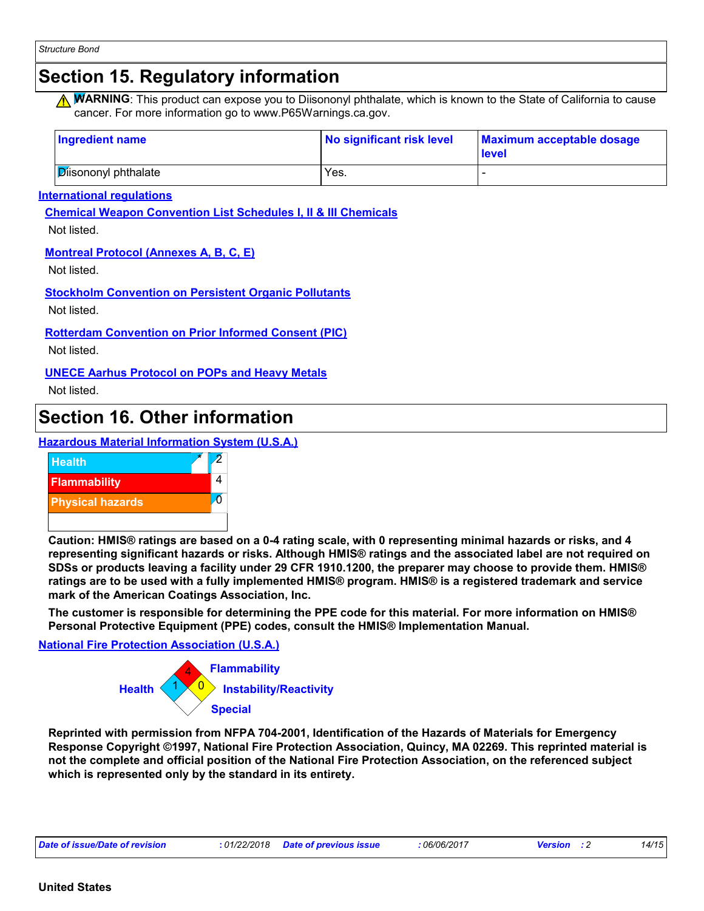## Section 15. Regulatory information

⚠ **WARNING**: This product can expose you to Diisononyl phthalate, which is known to the State of California to cause cancer. For more information go to www.P65Warnings.ca.gov.

| Ingredient name | No significant risk level | Maximum acceptable dosage level |
|---|---|---|
| Diisononyl phthalate | Yes. | - |

**International regulations**

**Chemical Weapon Convention List Schedules I, II & III Chemicals**

Not listed.

**Montreal Protocol (Annexes A, B, C, E)**

Not listed.

**Stockholm Convention on Persistent Organic Pollutants**

Not listed.

**Rotterdam Convention on Prior Informed Consent (PIC)**

Not listed.

**UNECE Aarhus Protocol on POPs and Heavy Metals**

Not listed.

## Section 16. Other information

**Hazardous Material Information System (U.S.A.)**

| | |
|---|---|
| Health | * 2 |
| Flammability | 4 |
| Physical hazards | 0 |

**Caution: HMIS® ratings are based on a 0-4 rating scale, with 0 representing minimal hazards or risks, and 4 representing significant hazards or risks. Although HMIS® ratings and the associated label are not required on SDSs or products leaving a facility under 29 CFR 1910.1200, the preparer may choose to provide them. HMIS® ratings are to be used with a fully implemented HMIS® program. HMIS® is a registered trademark and service mark of the American Coatings Association, Inc.**

**The customer is responsible for determining the PPE code for this material. For more information on HMIS® Personal Protective Equipment (PPE) codes, consult the HMIS® Implementation Manual.**

**National Fire Protection Association (U.S.A.)**

Health: 1
Flammability: 4
Instability/Reactivity: 0
Special:

**Reprinted with permission from NFPA 704-2001, Identification of the Hazards of Materials for Emergency Response Copyright ©1997, National Fire Protection Association, Quincy, MA 02269. This reprinted material is not the complete and official position of the National Fire Protection Association, on the referenced subject which is represented only by the standard in its entirety.**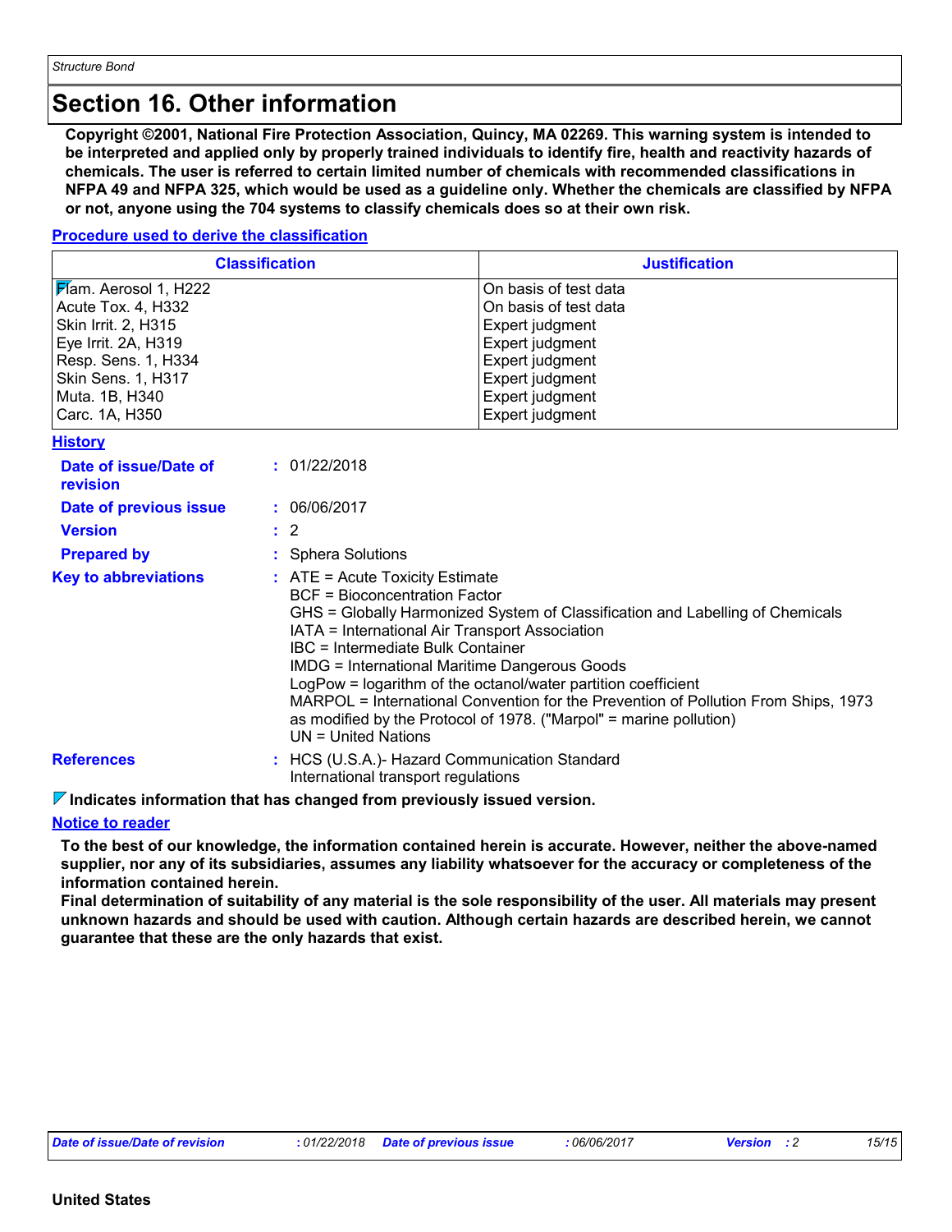## Section 16. Other information

**Copyright ©2001, National Fire Protection Association, Quincy, MA 02269. This warning system is intended to be interpreted and applied only by properly trained individuals to identify fire, health and reactivity hazards of chemicals. The user is referred to certain limited number of chemicals with recommended classifications in NFPA 49 and NFPA 325, which would be used as a guideline only. Whether the chemicals are classified by NFPA or not, anyone using the 704 systems to classify chemicals does so at their own risk.**

**Procedure used to derive the classification**

| Classification | Justification |
|---|---|
| Flam. Aerosol 1, H222 | On basis of test data |
| Acute Tox. 4, H332 | On basis of test data |
| Skin Irrit. 2, H315 | Expert judgment |
| Eye Irrit. 2A, H319 | Expert judgment |
| Resp. Sens. 1, H334 | Expert judgment |
| Skin Sens. 1, H317 | Expert judgment |
| Muta. 1B, H340 | Expert judgment |
| Carc. 1A, H350 | Expert judgment |

**History**

**Date of issue/Date of revision** : 01/22/2018

**Date of previous issue** : 06/06/2017

**Version** : 2

**Prepared by** : Sphera Solutions

**Key to abbreviations** : ATE = Acute Toxicity Estimate
BCF = Bioconcentration Factor
GHS = Globally Harmonized System of Classification and Labelling of Chemicals
IATA = International Air Transport Association
IBC = Intermediate Bulk Container
IMDG = International Maritime Dangerous Goods
LogPow = logarithm of the octanol/water partition coefficient
MARPOL = International Convention for the Prevention of Pollution From Ships, 1973 as modified by the Protocol of 1978. ("Marpol" = marine pollution)
UN = United Nations

**References** : HCS (U.S.A.)- Hazard Communication Standard
International transport regulations

**Indicates information that has changed from previously issued version.**

**Notice to reader**

**To the best of our knowledge, the information contained herein is accurate. However, neither the above-named supplier, nor any of its subsidiaries, assumes any liability whatsoever for the accuracy or completeness of the information contained herein.**
**Final determination of suitability of any material is the sole responsibility of the user. All materials may present unknown hazards and should be used with caution. Although certain hazards are described herein, we cannot guarantee that these are the only hazards that exist.**